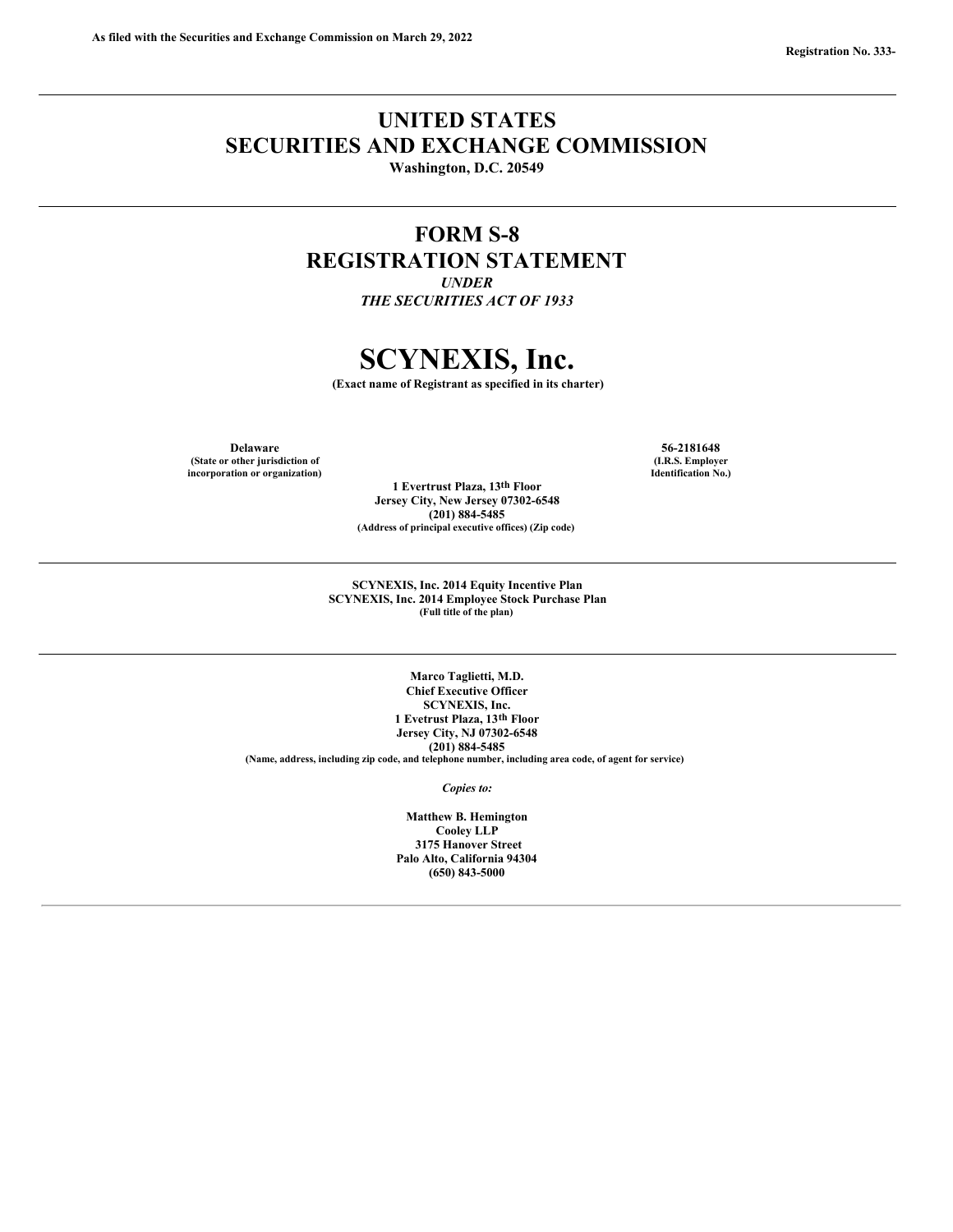**As filed with the Securities and Exchange Commission on March 29, 2022**

**Registration No. 333-**

---

# UNITED STATES
# SECURITIES AND EXCHANGE COMMISSION

**Washington, D.C. 20549**

---

## FORM S-8
## REGISTRATION STATEMENT

***UNDER***
***THE SECURITIES ACT OF 1933***

# SCYNEXIS, Inc.

**(Exact name of Registrant as specified in its charter)**

| **Delaware** | **56-2181648** |
|---|---|
| **(State or other jurisdiction of incorporation or organization)** | **(I.R.S. Employer Identification No.)** |

**1 Evertrust Plaza, 13th Floor**
**Jersey City, New Jersey 07302-6548**
**(201) 884-5485**
**(Address of principal executive offices) (Zip code)**

---

**SCYNEXIS, Inc. 2014 Equity Incentive Plan**
**SCYNEXIS, Inc. 2014 Employee Stock Purchase Plan**
**(Full title of the plan)**

---

**Marco Taglietti, M.D.**
**Chief Executive Officer**
**SCYNEXIS, Inc.**
**1 Evetrust Plaza, 13th Floor**
**Jersey City, NJ 07302-6548**
**(201) 884-5485**
**(Name, address, including zip code, and telephone number, including area code, of agent for service)**

***Copies to:***

**Matthew B. Hemington**
**Cooley LLP**
**3175 Hanover Street**
**Palo Alto, California 94304**
**(650) 843-5000**

---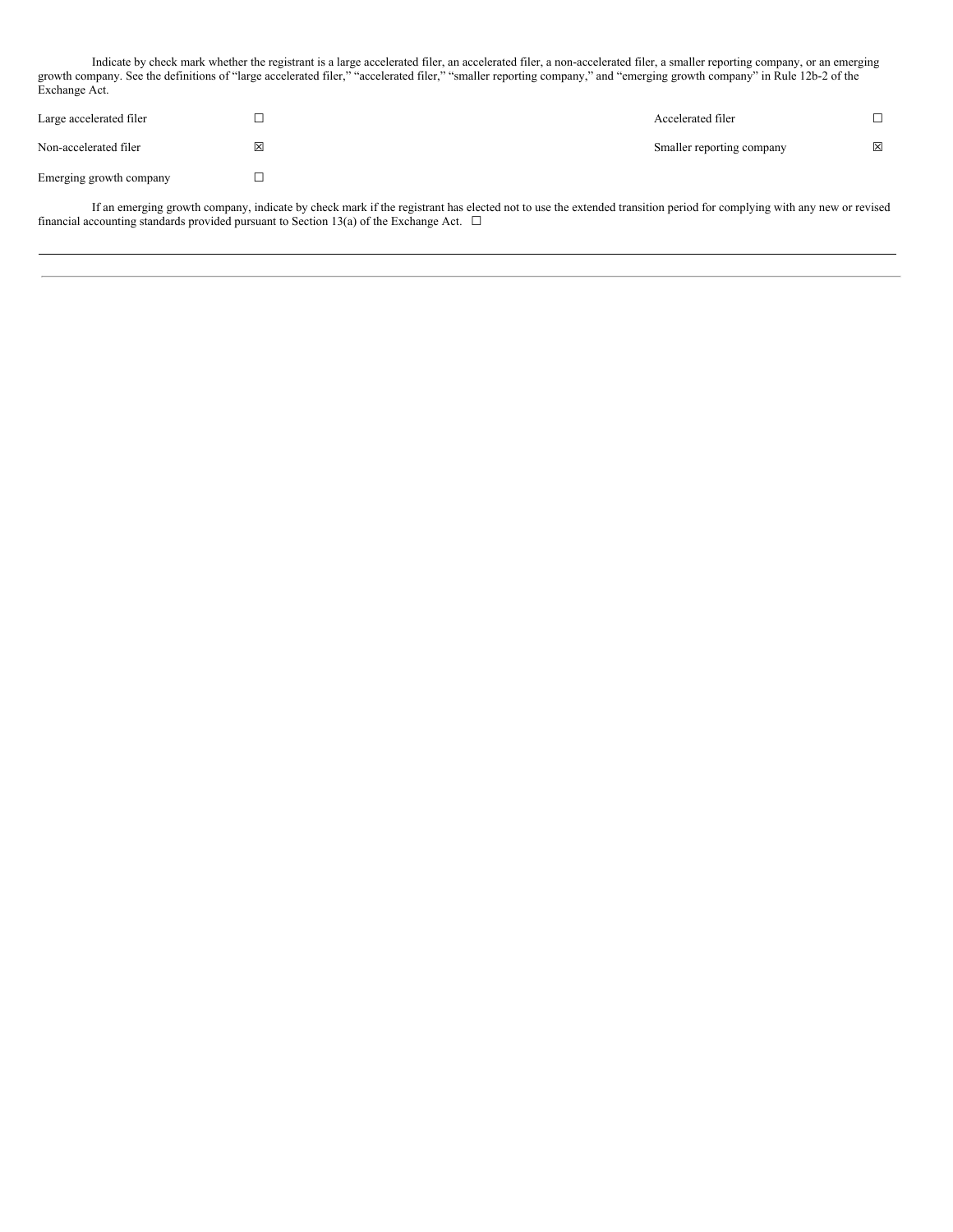Indicate by check mark whether the registrant is a large accelerated filer, an accelerated filer, a non-accelerated filer, a smaller reporting company, or an emerging growth company. See the definitions of "large accelerated filer," "accelerated filer," "smaller reporting company," and "emerging growth company" in Rule 12b-2 of the Exchange Act.

| | | | |
|---|---|---|---|
| Large accelerated filer | ☐ | Accelerated filer | ☐ |
| Non-accelerated filer | ☒ | Smaller reporting company | ☒ |
| Emerging growth company | ☐ | | |

If an emerging growth company, indicate by check mark if the registrant has elected not to use the extended transition period for complying with any new or revised financial accounting standards provided pursuant to Section 13(a) of the Exchange Act. ☐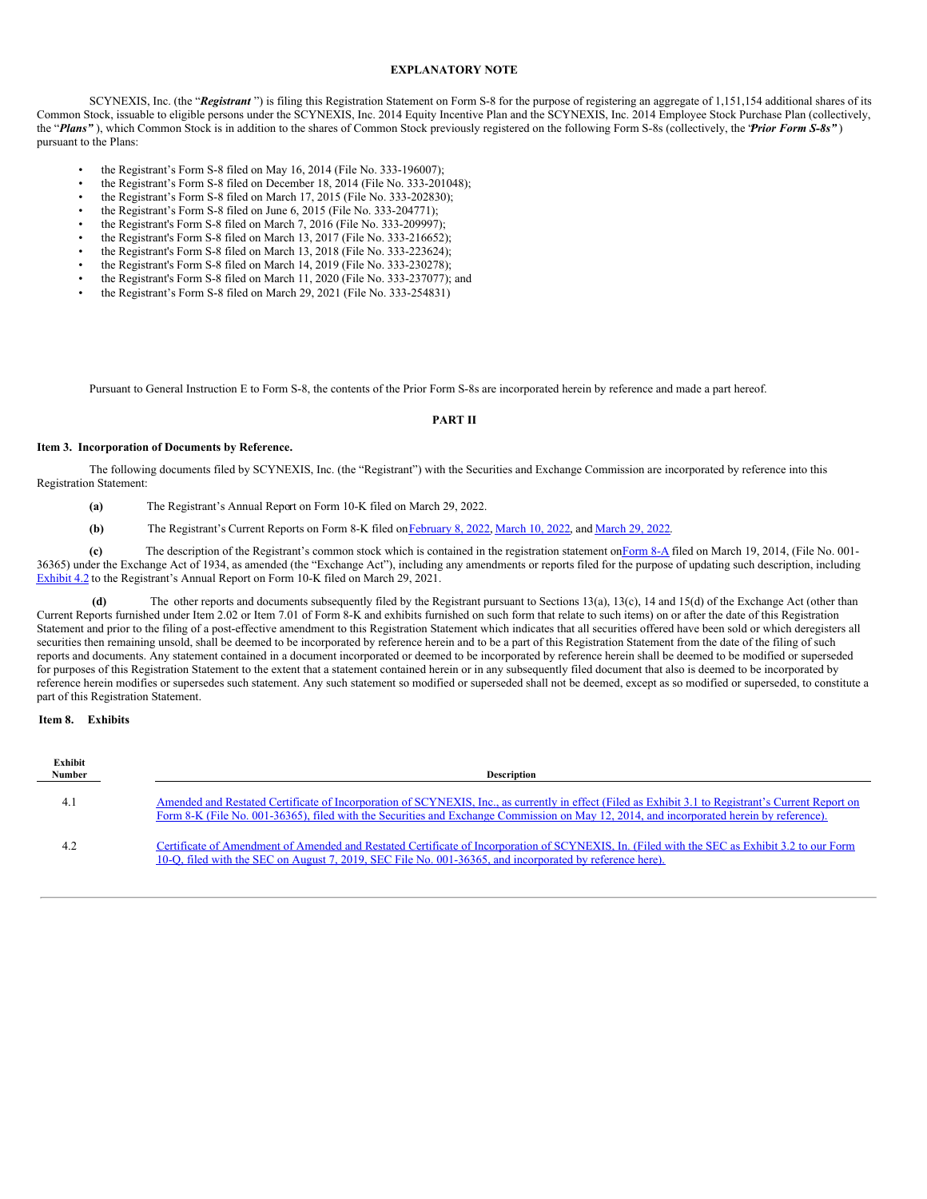## EXPLANATORY NOTE

SCYNEXIS, Inc. (the "***Registrant*** ") is filing this Registration Statement on Form S-8 for the purpose of registering an aggregate of 1,151,154 additional shares of its Common Stock, issuable to eligible persons under the SCYNEXIS, Inc. 2014 Equity Incentive Plan and the SCYNEXIS, Inc. 2014 Employee Stock Purchase Plan (collectively, the "***Plans"*** ), which Common Stock is in addition to the shares of Common Stock previously registered on the following Form S-8s (collectively, the "***Prior Form S-8s"*** ) pursuant to the Plans:

- the Registrant's Form S-8 filed on May 16, 2014 (File No. 333-196007);
- the Registrant's Form S-8 filed on December 18, 2014 (File No. 333-201048);
- the Registrant's Form S-8 filed on March 17, 2015 (File No. 333-202830);
- the Registrant's Form S-8 filed on June 6, 2015 (File No. 333-204771);
- the Registrant's Form S-8 filed on March 7, 2016 (File No. 333-209997);
- the Registrant's Form S-8 filed on March 13, 2017 (File No. 333-216652);
- the Registrant's Form S-8 filed on March 13, 2018 (File No. 333-223624);
- the Registrant's Form S-8 filed on March 14, 2019 (File No. 333-230278);
- the Registrant's Form S-8 filed on March 11, 2020 (File No. 333-237077); and
- the Registrant's Form S-8 filed on March 29, 2021 (File No. 333-254831)

Pursuant to General Instruction E to Form S-8, the contents of the Prior Form S-8s are incorporated herein by reference and made a part hereof.

## PART II

### Item 3. Incorporation of Documents by Reference.

The following documents filed by SCYNEXIS, Inc. (the "Registrant") with the Securities and Exchange Commission are incorporated by reference into this Registration Statement:

**(a)** The Registrant's Annual Report on Form 10-K filed on March 29, 2022.

**(b)** The Registrant's Current Reports on Form 8-K filed on February 8, 2022, March 10, 2022, and March 29, 2022.

**(c)** The description of the Registrant's common stock which is contained in the registration statement on Form 8-A filed on March 19, 2014, (File No. 001-36365) under the Exchange Act of 1934, as amended (the "Exchange Act"), including any amendments or reports filed for the purpose of updating such description, including Exhibit 4.2 to the Registrant's Annual Report on Form 10-K filed on March 29, 2021.

**(d)** The other reports and documents subsequently filed by the Registrant pursuant to Sections 13(a), 13(c), 14 and 15(d) of the Exchange Act (other than Current Reports furnished under Item 2.02 or Item 7.01 of Form 8-K and exhibits furnished on such form that relate to such items) on or after the date of this Registration Statement and prior to the filing of a post-effective amendment to this Registration Statement which indicates that all securities offered have been sold or which deregisters all securities then remaining unsold, shall be deemed to be incorporated by reference herein and to be a part of this Registration Statement from the date of the filing of such reports and documents. Any statement contained in a document incorporated or deemed to be incorporated by reference herein shall be deemed to be modified or superseded for purposes of this Registration Statement to the extent that a statement contained herein or in any subsequently filed document that also is deemed to be incorporated by reference herein modifies or supersedes such statement. Any such statement so modified or superseded shall not be deemed, except as so modified or superseded, to constitute a part of this Registration Statement.

### Item 8. Exhibits

| Exhibit Number | Description |
|---|---|
| 4.1 | Amended and Restated Certificate of Incorporation of SCYNEXIS, Inc., as currently in effect (Filed as Exhibit 3.1 to Registrant's Current Report on Form 8-K (File No. 001-36365), filed with the Securities and Exchange Commission on May 12, 2014, and incorporated herein by reference). |
| 4.2 | Certificate of Amendment of Amended and Restated Certificate of Incorporation of SCYNEXIS, In. (Filed with the SEC as Exhibit 3.2 to our Form 10-Q, filed with the SEC on August 7, 2019, SEC File No. 001-36365, and incorporated by reference here). |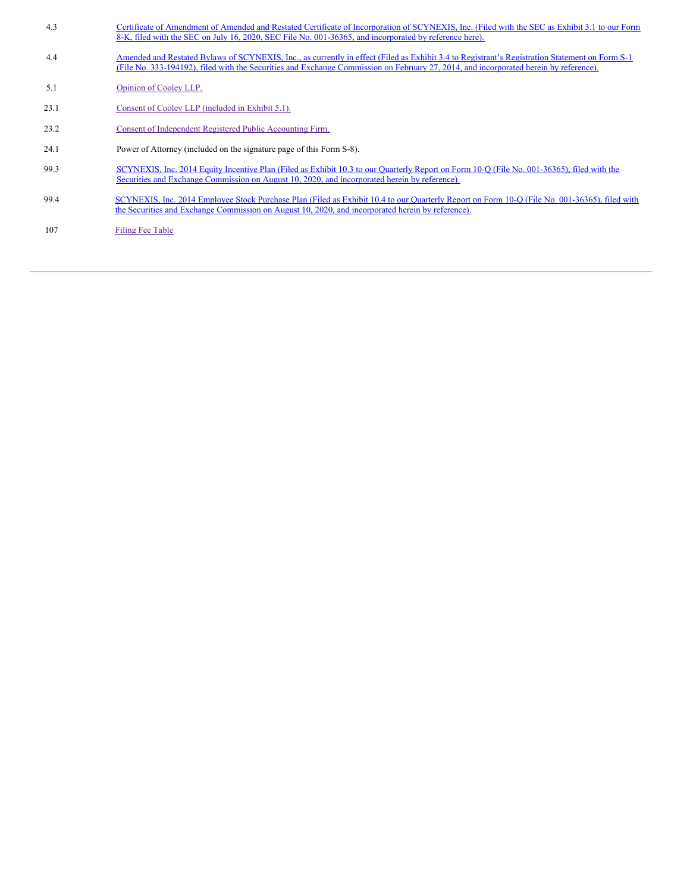| | |
|---|---|
| 4.3 | Certificate of Amendment of Amended and Restated Certificate of Incorporation of SCYNEXIS, Inc. (Filed with the SEC as Exhibit 3.1 to our Form 8-K, filed with the SEC on July 16, 2020, SEC File No. 001-36365, and incorporated by reference here). |
| 4.4 | Amended and Restated Bylaws of SCYNEXIS, Inc., as currently in effect (Filed as Exhibit 3.4 to Registrant's Registration Statement on Form S-1 (File No. 333-194192), filed with the Securities and Exchange Commission on February 27, 2014, and incorporated herein by reference). |
| 5.1 | Opinion of Cooley LLP. |
| 23.1 | Consent of Cooley LLP (included in Exhibit 5.1). |
| 23.2 | Consent of Independent Registered Public Accounting Firm. |
| 24.1 | Power of Attorney (included on the signature page of this Form S-8). |
| 99.3 | SCYNEXIS, Inc. 2014 Equity Incentive Plan (Filed as Exhibit 10.3 to our Quarterly Report on Form 10-Q (File No. 001-36365), filed with the Securities and Exchange Commission on August 10, 2020, and incorporated herein by reference). |
| 99.4 | SCYNEXIS, Inc. 2014 Employee Stock Purchase Plan (Filed as Exhibit 10.4 to our Quarterly Report on Form 10-Q (File No. 001-36365), filed with the Securities and Exchange Commission on August 10, 2020, and incorporated herein by reference). |
| 107 | Filing Fee Table |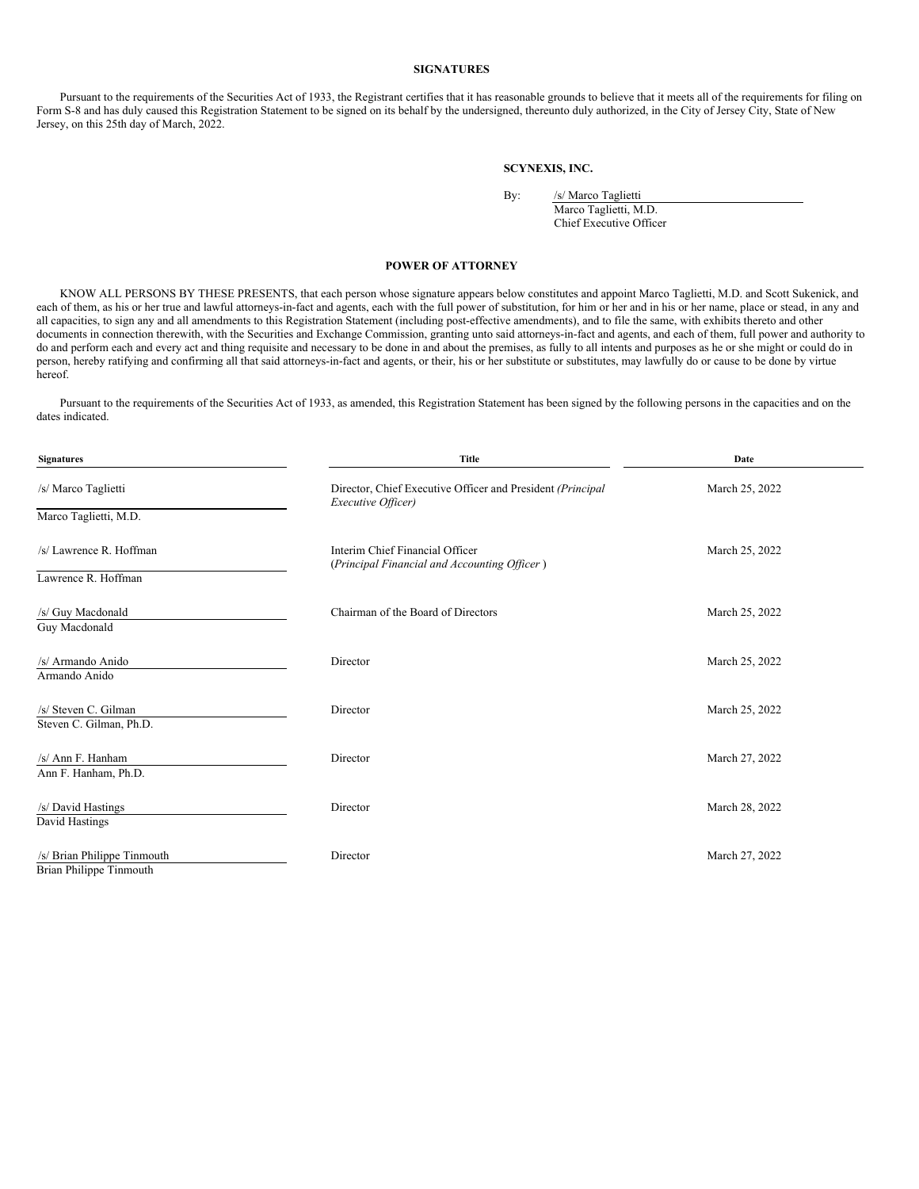## SIGNATURES

Pursuant to the requirements of the Securities Act of 1933, the Registrant certifies that it has reasonable grounds to believe that it meets all of the requirements for filing on Form S-8 and has duly caused this Registration Statement to be signed on its behalf by the undersigned, thereunto duly authorized, in the City of Jersey City, State of New Jersey, on this 25th day of March, 2022.

**SCYNEXIS, INC.**

By: /s/ Marco Taglietti
Marco Taglietti, M.D.
Chief Executive Officer

## POWER OF ATTORNEY

KNOW ALL PERSONS BY THESE PRESENTS, that each person whose signature appears below constitutes and appoint Marco Taglietti, M.D. and Scott Sukenick, and each of them, as his or her true and lawful attorneys-in-fact and agents, each with the full power of substitution, for him or her and in his or her name, place or stead, in any and all capacities, to sign any and all amendments to this Registration Statement (including post-effective amendments), and to file the same, with exhibits thereto and other documents in connection therewith, with the Securities and Exchange Commission, granting unto said attorneys-in-fact and agents, and each of them, full power and authority to do and perform each and every act and thing requisite and necessary to be done in and about the premises, as fully to all intents and purposes as he or she might or could do in person, hereby ratifying and confirming all that said attorneys-in-fact and agents, or their, his or her substitute or substitutes, may lawfully do or cause to be done by virtue hereof.

Pursuant to the requirements of the Securities Act of 1933, as amended, this Registration Statement has been signed by the following persons in the capacities and on the dates indicated.

| Signatures | Title | Date |
|---|---|---|
| /s/ Marco Taglietti<br>Marco Taglietti, M.D. | Director, Chief Executive Officer and President *(Principal Executive Officer)* | March 25, 2022 |
| /s/ Lawrence R. Hoffman<br>Lawrence R. Hoffman | Interim Chief Financial Officer<br>(*Principal Financial and Accounting Officer* ) | March 25, 2022 |
| /s/ Guy Macdonald<br>Guy Macdonald | Chairman of the Board of Directors | March 25, 2022 |
| /s/ Armando Anido<br>Armando Anido | Director | March 25, 2022 |
| /s/ Steven C. Gilman<br>Steven C. Gilman, Ph.D. | Director | March 25, 2022 |
| /s/ Ann F. Hanham<br>Ann F. Hanham, Ph.D. | Director | March 27, 2022 |
| /s/ David Hastings<br>David Hastings | Director | March 28, 2022 |
| /s/ Brian Philippe Tinmouth<br>Brian Philippe Tinmouth | Director | March 27, 2022 |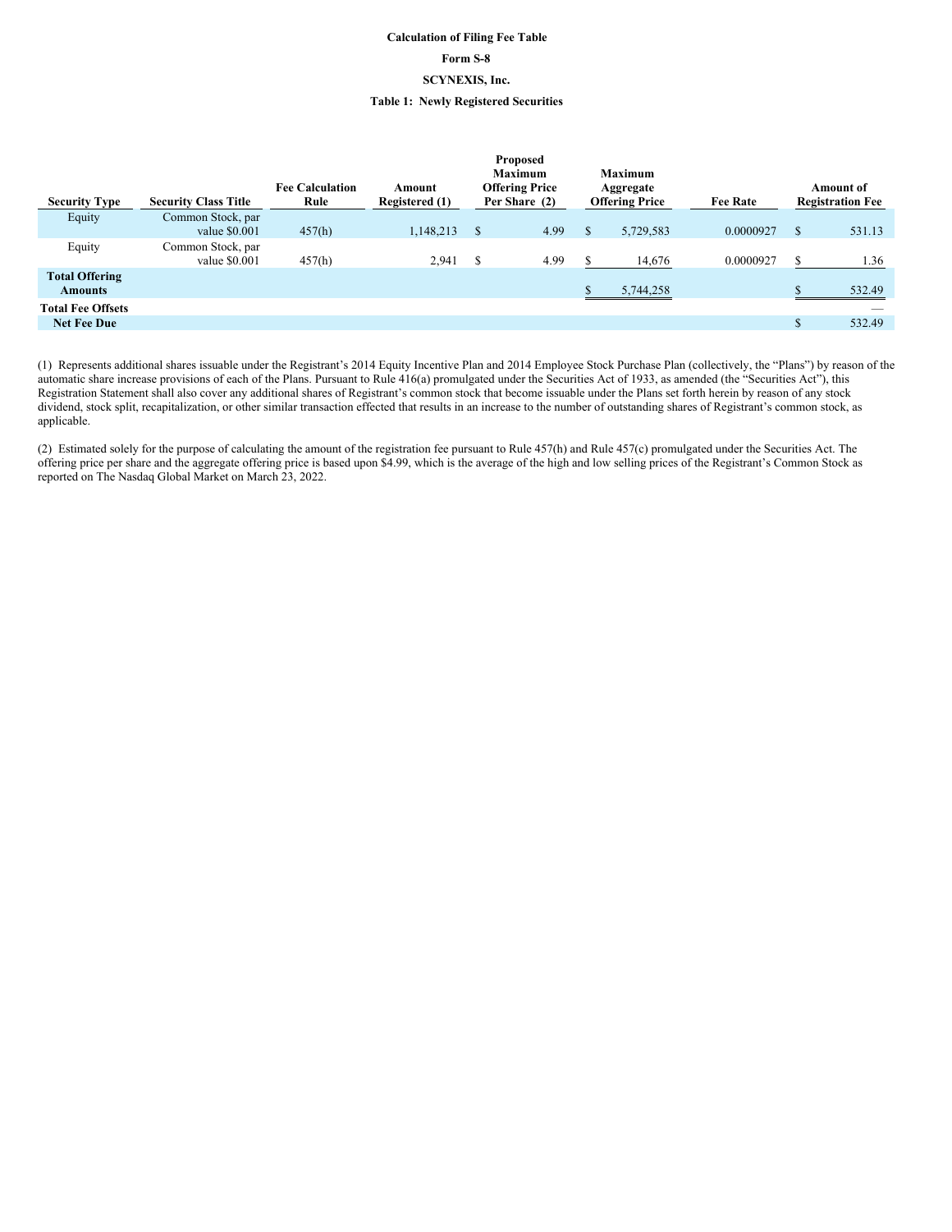**Calculation of Filing Fee Table**

**Form S-8**

**SCYNEXIS, Inc.**

**Table 1: Newly Registered Securities**

| Security Type | Security Class Title | Fee Calculation Rule | Amount Registered (1) | Proposed Maximum Offering Price Per Share (2) | Maximum Aggregate Offering Price | Fee Rate | Amount of Registration Fee |
|---|---|---|---|---|---|---|---|
| Equity | Common Stock, par value $0.001 | 457(h) | 1,148,213 | $ 4.99 | $ 5,729,583 | 0.0000927 | $ 531.13 |
| Equity | Common Stock, par value $0.001 | 457(h) | 2,941 | $ 4.99 | $ 14,676 | 0.0000927 | $ 1.36 |
| **Total Offering Amounts** | | | | | $ 5,744,258 | | $ 532.49 |
| **Total Fee Offsets** | | | | | | | — |
| **Net Fee Due** | | | | | | | $ 532.49 |

(1) Represents additional shares issuable under the Registrant's 2014 Equity Incentive Plan and 2014 Employee Stock Purchase Plan (collectively, the "Plans") by reason of the automatic share increase provisions of each of the Plans. Pursuant to Rule 416(a) promulgated under the Securities Act of 1933, as amended (the "Securities Act"), this Registration Statement shall also cover any additional shares of Registrant's common stock that become issuable under the Plans set forth herein by reason of any stock dividend, stock split, recapitalization, or other similar transaction effected that results in an increase to the number of outstanding shares of Registrant's common stock, as applicable.

(2) Estimated solely for the purpose of calculating the amount of the registration fee pursuant to Rule 457(h) and Rule 457(c) promulgated under the Securities Act. The offering price per share and the aggregate offering price is based upon $4.99, which is the average of the high and low selling prices of the Registrant's Common Stock as reported on The Nasdaq Global Market on March 23, 2022.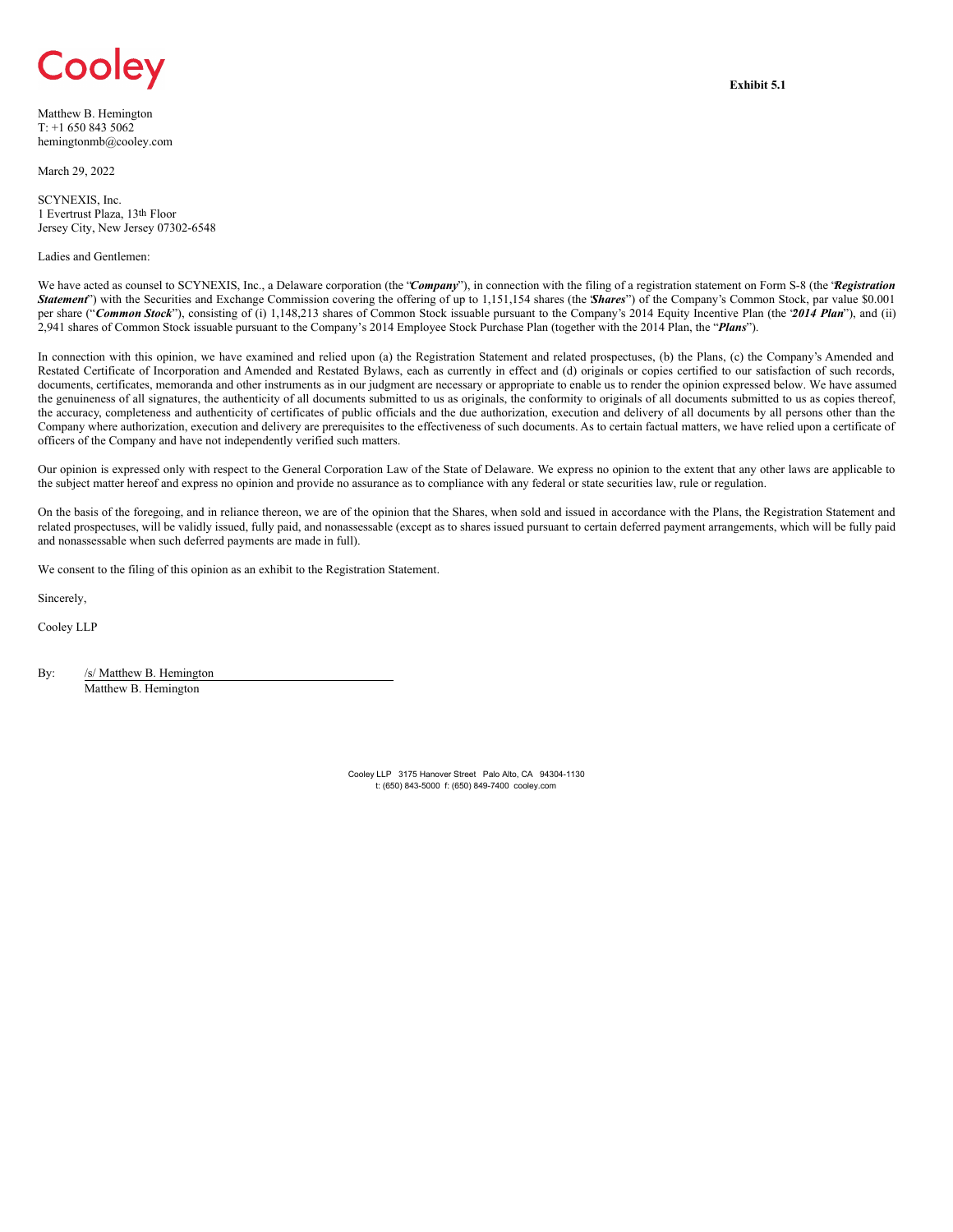Cooley

**Exhibit 5.1**

Matthew B. Hemington
T: +1 650 843 5062
hemingtonmb@cooley.com

March 29, 2022

SCYNEXIS, Inc.
1 Evertrust Plaza, 13th Floor
Jersey City, New Jersey 07302-6548

Ladies and Gentlemen:

We have acted as counsel to SCYNEXIS, Inc., a Delaware corporation (the "***Company***"), in connection with the filing of a registration statement on Form S-8 (the "***Registration Statement***") with the Securities and Exchange Commission covering the offering of up to 1,151,154 shares (the "***Shares***") of the Company's Common Stock, par value $0.001 per share ("***Common Stock***"), consisting of (i) 1,148,213 shares of Common Stock issuable pursuant to the Company's 2014 Equity Incentive Plan (the "***2014 Plan***"), and (ii) 2,941 shares of Common Stock issuable pursuant to the Company's 2014 Employee Stock Purchase Plan (together with the 2014 Plan, the "***Plans***").

In connection with this opinion, we have examined and relied upon (a) the Registration Statement and related prospectuses, (b) the Plans, (c) the Company's Amended and Restated Certificate of Incorporation and Amended and Restated Bylaws, each as currently in effect and (d) originals or copies certified to our satisfaction of such records, documents, certificates, memoranda and other instruments as in our judgment are necessary or appropriate to enable us to render the opinion expressed below. We have assumed the genuineness of all signatures, the authenticity of all documents submitted to us as originals, the conformity to originals of all documents submitted to us as copies thereof, the accuracy, completeness and authenticity of certificates of public officials and the due authorization, execution and delivery of all documents by all persons other than the Company where authorization, execution and delivery are prerequisites to the effectiveness of such documents. As to certain factual matters, we have relied upon a certificate of officers of the Company and have not independently verified such matters.

Our opinion is expressed only with respect to the General Corporation Law of the State of Delaware. We express no opinion to the extent that any other laws are applicable to the subject matter hereof and express no opinion and provide no assurance as to compliance with any federal or state securities law, rule or regulation.

On the basis of the foregoing, and in reliance thereon, we are of the opinion that the Shares, when sold and issued in accordance with the Plans, the Registration Statement and related prospectuses, will be validly issued, fully paid, and nonassessable (except as to shares issued pursuant to certain deferred payment arrangements, which will be fully paid and nonassessable when such deferred payments are made in full).

We consent to the filing of this opinion as an exhibit to the Registration Statement.

Sincerely,

Cooley LLP

By: /s/ Matthew B. Hemington
Matthew B. Hemington

Cooley LLP 3175 Hanover Street Palo Alto, CA 94304-1130
t: (650) 843-5000 f: (650) 849-7400 cooley.com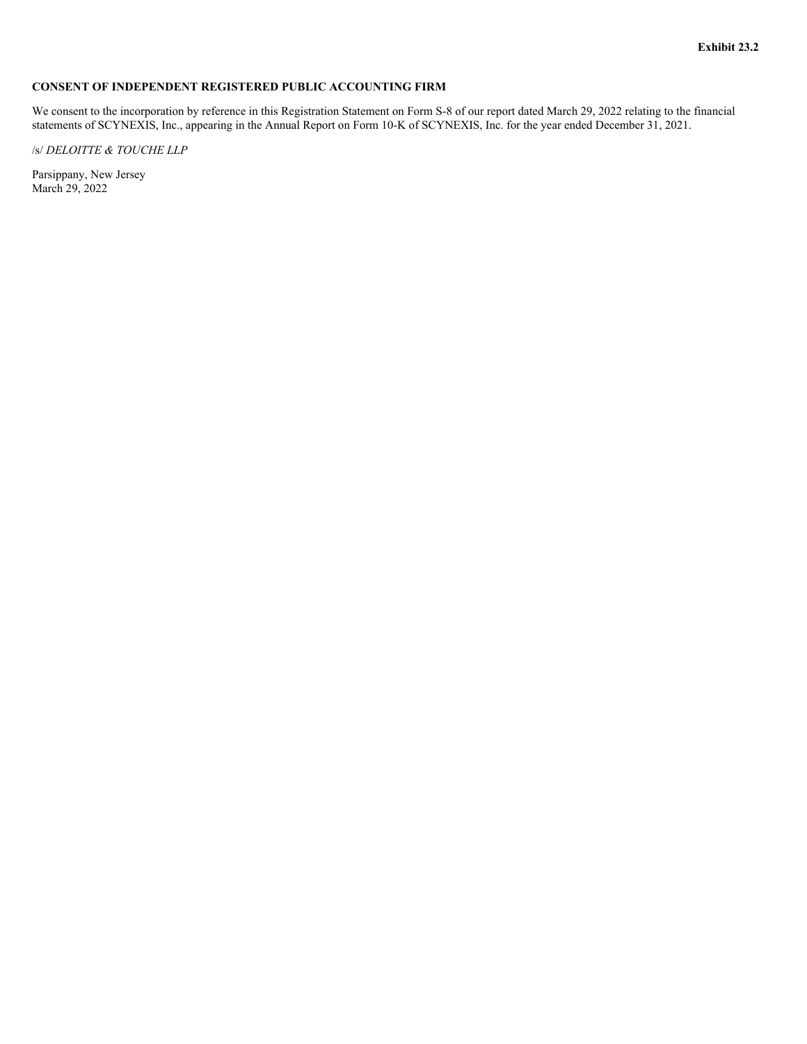**Exhibit 23.2**

**CONSENT OF INDEPENDENT REGISTERED PUBLIC ACCOUNTING FIRM**

We consent to the incorporation by reference in this Registration Statement on Form S-8 of our report dated March 29, 2022 relating to the financial statements of SCYNEXIS, Inc., appearing in the Annual Report on Form 10-K of SCYNEXIS, Inc. for the year ended December 31, 2021.

/s/ *DELOITTE & TOUCHE LLP*

Parsippany, New Jersey
March 29, 2022